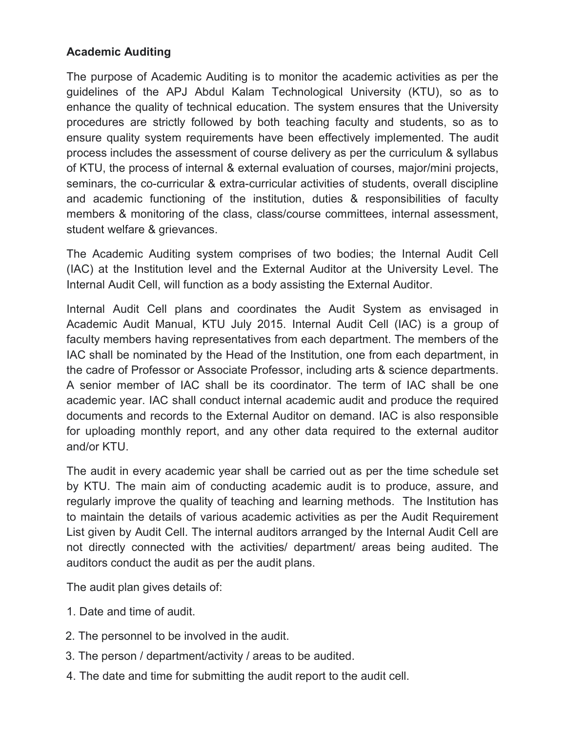**Academic Auditing**

The purpose of Academic Auditing is to monitor the academic activities as per the guidelines of the APJ Abdul Kalam Technological University (KTU), so as to enhance the quality of technical education. The system ensures that the University procedures are strictly followed by both teaching faculty and students, so as to ensure quality system requirements have been effectively implemented. The audit process includes the assessment of course delivery as per the curriculum & syllabus of KTU, the process of internal & external evaluation of courses, major/mini projects, seminars, the co-curricular & extra-curricular activities of students, overall discipline and academic functioning of the institution, duties & responsibilities of faculty members & monitoring of the class, class/course committees, internal assessment, student welfare & grievances.

The Academic Auditing system comprises of two bodies; the Internal Audit Cell (IAC) at the Institution level and the External Auditor at the University Level. The Internal Audit Cell, will function as a body assisting the External Auditor.

Internal Audit Cell plans and coordinates the Audit System as envisaged in Academic Audit Manual, KTU July 2015. Internal Audit Cell (IAC) is a group of faculty members having representatives from each department. The members of the IAC shall be nominated by the Head of the Institution, one from each department, in the cadre of Professor or Associate Professor, including arts & science departments. A senior member of IAC shall be its coordinator. The term of IAC shall be one academic year. IAC shall conduct internal academic audit and produce the required documents and records to the External Auditor on demand. IAC is also responsible for uploading monthly report, and any other data required to the external auditor and/or KTU.

The audit in every academic year shall be carried out as per the time schedule set by KTU. The main aim of conducting academic audit is to produce, assure, and regularly improve the quality of teaching and learning methods. The Institution has to maintain the details of various academic activities as per the Audit Requirement List given by Audit Cell. The internal auditors arranged by the Internal Audit Cell are not directly connected with the activities/ department/ areas being audited. The auditors conduct the audit as per the audit plans.

The audit plan gives details of:

1. Date and time of audit.
2. The personnel to be involved in the audit.
3. The person / department/activity / areas to be audited.
4. The date and time for submitting the audit report to the audit cell.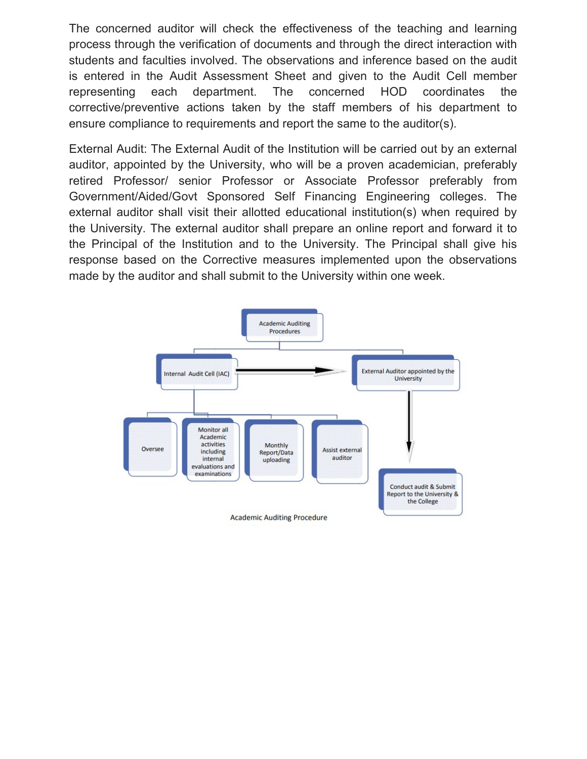The concerned auditor will check the effectiveness of the teaching and learning process through the verification of documents and through the direct interaction with students and faculties involved. The observations and inference based on the audit is entered in the Audit Assessment Sheet and given to the Audit Cell member representing each department. The concerned HOD coordinates the corrective/preventive actions taken by the staff members of his department to ensure compliance to requirements and report the same to the auditor(s).

External Audit: The External Audit of the Institution will be carried out by an external auditor, appointed by the University, who will be a proven academician, preferably retired Professor/ senior Professor or Associate Professor preferably from Government/Aided/Govt Sponsored Self Financing Engineering colleges. The external auditor shall visit their allotted educational institution(s) when required by the University. The external auditor shall prepare an online report and forward it to the Principal of the Institution and to the University. The Principal shall give his response based on the Corrective measures implemented upon the observations made by the auditor and shall submit to the University within one week.

Academic Auditing Procedures

Internal Audit Cell (IAC)

External Auditor appointed by the University

Oversee

Monitor all Academic activities including internal evaluations and examinations

Monthly Report/Data uploading

Assist external auditor

Conduct audit & Submit Report to the University & the College

Academic Auditing Procedure